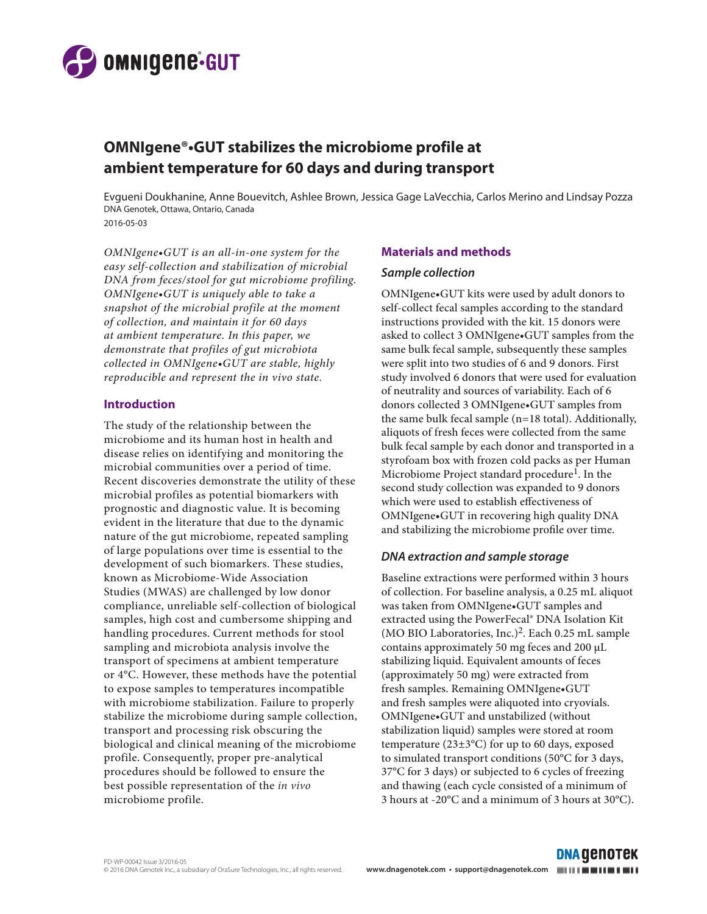# OMNIgene®•GUT stabilizes the microbiome profile at ambient temperature for 60 days and during transport

Evgueni Doukhanine, Anne Bouevitch, Ashlee Brown, Jessica Gage LaVecchia, Carlos Merino and Lindsay Pozza

DNA Genotek, Ottawa, Ontario, Canada

2016-05-03

*OMNIgene•GUT is an all-in-one system for the easy self-collection and stabilization of microbial DNA from feces/stool for gut microbiome profiling. OMNIgene•GUT is uniquely able to take a snapshot of the microbial profile at the moment of collection, and maintain it for 60 days at ambient temperature. In this paper, we demonstrate that profiles of gut microbiota collected in OMNIgene•GUT are stable, highly reproducible and represent the in vivo state.*

## Introduction

The study of the relationship between the microbiome and its human host in health and disease relies on identifying and monitoring the microbial communities over a period of time. Recent discoveries demonstrate the utility of these microbial profiles as potential biomarkers with prognostic and diagnostic value. It is becoming evident in the literature that due to the dynamic nature of the gut microbiome, repeated sampling of large populations over time is essential to the development of such biomarkers. These studies, known as Microbiome-Wide Association Studies (MWAS) are challenged by low donor compliance, unreliable self-collection of biological samples, high cost and cumbersome shipping and handling procedures. Current methods for stool sampling and microbiota analysis involve the transport of specimens at ambient temperature or 4°C. However, these methods have the potential to expose samples to temperatures incompatible with microbiome stabilization. Failure to properly stabilize the microbiome during sample collection, transport and processing risk obscuring the biological and clinical meaning of the microbiome profile. Consequently, proper pre-analytical procedures should be followed to ensure the best possible representation of the *in vivo* microbiome profile.

## Materials and methods

### Sample collection

OMNIgene•GUT kits were used by adult donors to self-collect fecal samples according to the standard instructions provided with the kit. 15 donors were asked to collect 3 OMNIgene•GUT samples from the same bulk fecal sample, subsequently these samples were split into two studies of 6 and 9 donors. First study involved 6 donors that were used for evaluation of neutrality and sources of variability. Each of 6 donors collected 3 OMNIgene•GUT samples from the same bulk fecal sample (n=18 total). Additionally, aliquots of fresh feces were collected from the same bulk fecal sample by each donor and transported in a styrofoam box with frozen cold packs as per Human Microbiome Project standard procedure[1]. In the second study collection was expanded to 9 donors which were used to establish effectiveness of OMNIgene•GUT in recovering high quality DNA and stabilizing the microbiome profile over time.

### DNA extraction and sample storage

Baseline extractions were performed within 3 hours of collection. For baseline analysis, a 0.25 mL aliquot was taken from OMNIgene•GUT samples and extracted using the PowerFecal® DNA Isolation Kit (MO BIO Laboratories, Inc.)[2]. Each 0.25 mL sample contains approximately 50 mg feces and 200 µL stabilizing liquid. Equivalent amounts of feces (approximately 50 mg) were extracted from fresh samples. Remaining OMNIgene•GUT and fresh samples were aliquoted into cryovials. OMNIgene•GUT and unstabilized (without stabilization liquid) samples were stored at room temperature (23±3°C) for up to 60 days, exposed to simulated transport conditions (50°C for 3 days, 37°C for 3 days) or subjected to 6 cycles of freezing and thawing (each cycle consisted of a minimum of 3 hours at -20°C and a minimum of 3 hours at 30°C).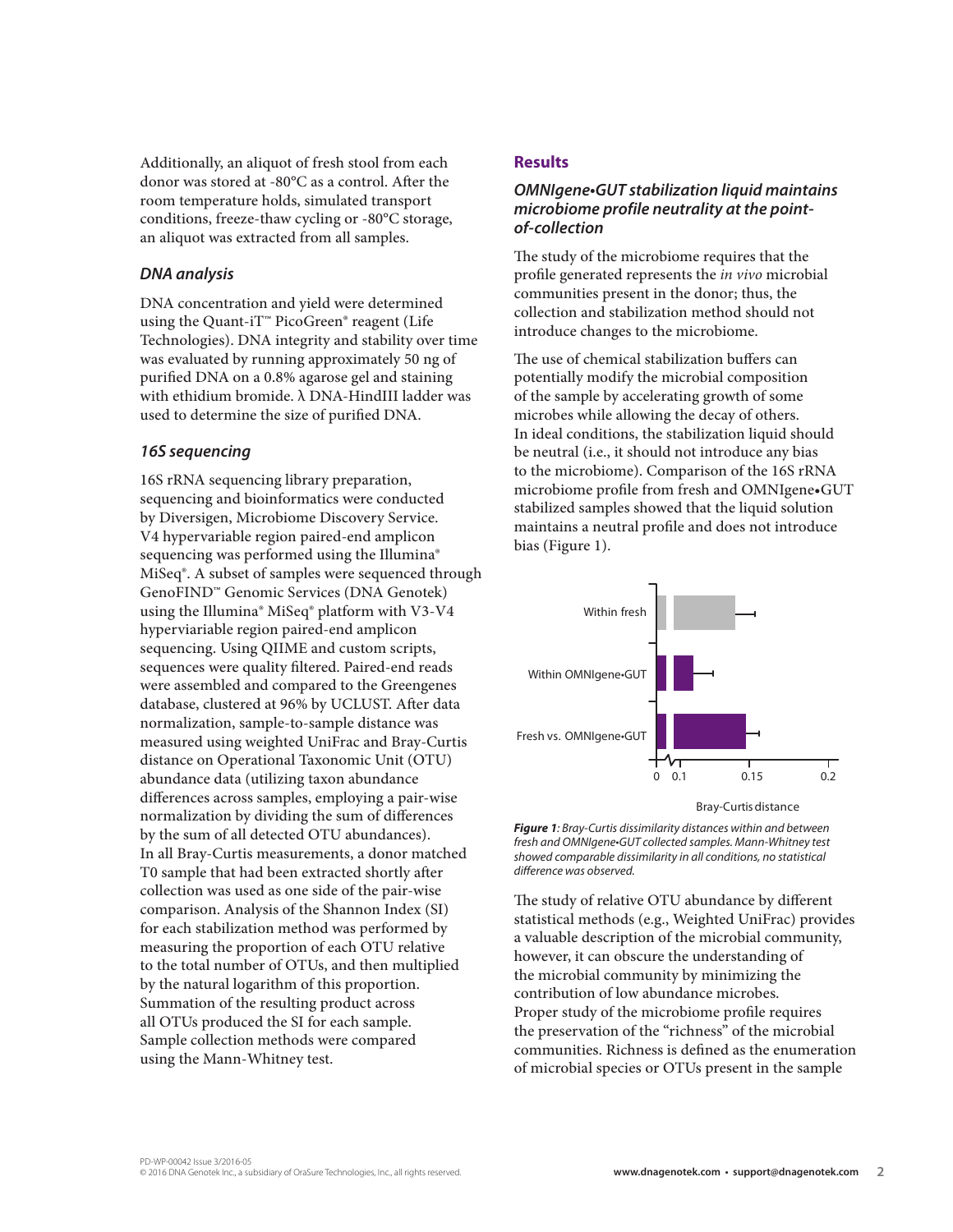Additionally, an aliquot of fresh stool from each donor was stored at -80°C as a control. After the room temperature holds, simulated transport conditions, freeze-thaw cycling or -80°C storage, an aliquot was extracted from all samples.

### *DNA analysis*

DNA concentration and yield were determined using the Quant-iT™ PicoGreen® reagent (Life Technologies). DNA integrity and stability over time was evaluated by running approximately 50 ng of purified DNA on a 0.8% agarose gel and staining with ethidium bromide. λ DNA-HindIII ladder was used to determine the size of purified DNA.

### *16S sequencing*

16S rRNA sequencing library preparation, sequencing and bioinformatics were conducted by Diversigen, Microbiome Discovery Service. V4 hypervariable region paired-end amplicon sequencing was performed using the Illumina® MiSeq®. A subset of samples were sequenced through GenoFIND™ Genomic Services (DNA Genotek) using the Illumina® MiSeq® platform with V3-V4 hyperviariable region paired-end amplicon sequencing. Using QIIME and custom scripts, sequences were quality filtered. Paired-end reads were assembled and compared to the Greengenes database, clustered at 96% by UCLUST. After data normalization, sample-to-sample distance was measured using weighted UniFrac and Bray-Curtis distance on Operational Taxonomic Unit (OTU) abundance data (utilizing taxon abundance differences across samples, employing a pair-wise normalization by dividing the sum of differences by the sum of all detected OTU abundances). In all Bray-Curtis measurements, a donor matched T0 sample that had been extracted shortly after collection was used as one side of the pair-wise comparison. Analysis of the Shannon Index (SI) for each stabilization method was performed by measuring the proportion of each OTU relative to the total number of OTUs, and then multiplied by the natural logarithm of this proportion. Summation of the resulting product across all OTUs produced the SI for each sample. Sample collection methods were compared using the Mann-Whitney test.

## Results

### *OMNIgene•GUT stabilization liquid maintains microbiome profile neutrality at the point-of-collection*

The study of the microbiome requires that the profile generated represents the *in vivo* microbial communities present in the donor; thus, the collection and stabilization method should not introduce changes to the microbiome.

The use of chemical stabilization buffers can potentially modify the microbial composition of the sample by accelerating growth of some microbes while allowing the decay of others. In ideal conditions, the stabilization liquid should be neutral (i.e., it should not introduce any bias to the microbiome). Comparison of the 16S rRNA microbiome profile from fresh and OMNIgene•GUT stabilized samples showed that the liquid solution maintains a neutral profile and does not introduce bias (Figure 1).

*Figure 1: Bray-Curtis dissimilarity distances within and between fresh and OMNIgene•GUT collected samples. Mann-Whitney test showed comparable dissimilarity in all conditions, no statistical difference was observed.*

The study of relative OTU abundance by different statistical methods (e.g., Weighted UniFrac) provides a valuable description of the microbial community, however, it can obscure the understanding of the microbial community by minimizing the contribution of low abundance microbes. Proper study of the microbiome profile requires the preservation of the "richness" of the microbial communities. Richness is defined as the enumeration of microbial species or OTUs present in the sample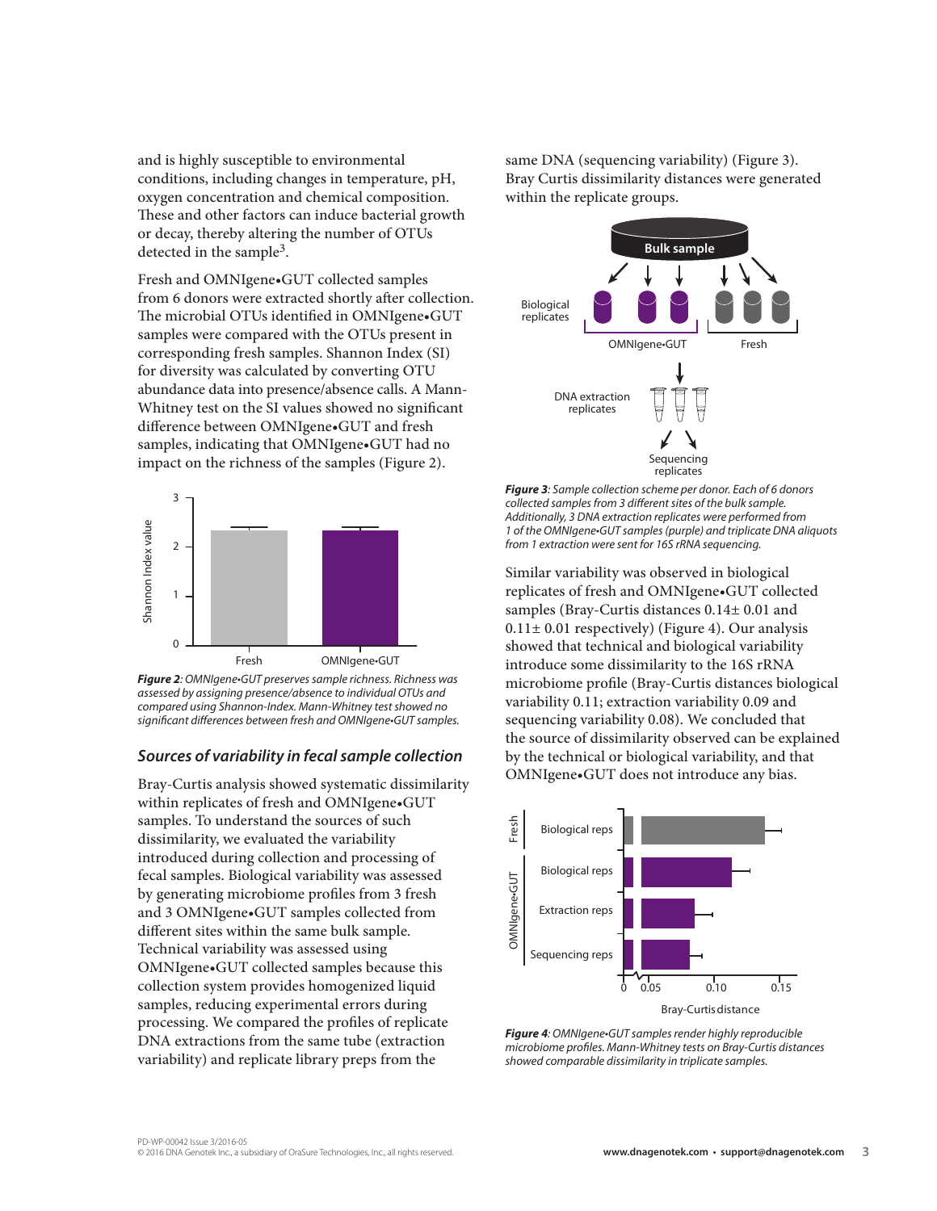and is highly susceptible to environmental conditions, including changes in temperature, pH, oxygen concentration and chemical composition. These and other factors can induce bacterial growth or decay, thereby altering the number of OTUs detected in the sample[3].

Fresh and OMNIgene•GUT collected samples from 6 donors were extracted shortly after collection. The microbial OTUs identified in OMNIgene•GUT samples were compared with the OTUs present in corresponding fresh samples. Shannon Index (SI) for diversity was calculated by converting OTU abundance data into presence/absence calls. A Mann-Whitney test on the SI values showed no significant difference between OMNIgene•GUT and fresh samples, indicating that OMNIgene•GUT had no impact on the richness of the samples (Figure 2).

***Figure 2****: OMNIgene•GUT preserves sample richness. Richness was assessed by assigning presence/absence to individual OTUs and compared using Shannon-Index. Mann-Whitney test showed no significant differences between fresh and OMNIgene•GUT samples.*

### *Sources of variability in fecal sample collection*

Bray-Curtis analysis showed systematic dissimilarity within replicates of fresh and OMNIgene•GUT samples. To understand the sources of such dissimilarity, we evaluated the variability introduced during collection and processing of fecal samples. Biological variability was assessed by generating microbiome profiles from 3 fresh and 3 OMNIgene•GUT samples collected from different sites within the same bulk sample. Technical variability was assessed using OMNIgene•GUT collected samples because this collection system provides homogenized liquid samples, reducing experimental errors during processing. We compared the profiles of replicate DNA extractions from the same tube (extraction variability) and replicate library preps from the same DNA (sequencing variability) (Figure 3). Bray Curtis dissimilarity distances were generated within the replicate groups.

***Figure 3****: Sample collection scheme per donor. Each of 6 donors collected samples from 3 different sites of the bulk sample. Additionally, 3 DNA extraction replicates were performed from 1 of the OMNIgene•GUT samples (purple) and triplicate DNA aliquots from 1 extraction were sent for 16S rRNA sequencing.*

Similar variability was observed in biological replicates of fresh and OMNIgene•GUT collected samples (Bray-Curtis distances 0.14± 0.01 and 0.11± 0.01 respectively) (Figure 4). Our analysis showed that technical and biological variability introduce some dissimilarity to the 16S rRNA microbiome profile (Bray-Curtis distances biological variability 0.11; extraction variability 0.09 and sequencing variability 0.08). We concluded that the source of dissimilarity observed can be explained by the technical or biological variability, and that OMNIgene•GUT does not introduce any bias.

***Figure 4****: OMNIgene•GUT samples render highly reproducible microbiome profiles. Mann-Whitney tests on Bray-Curtis distances showed comparable dissimilarity in triplicate samples.*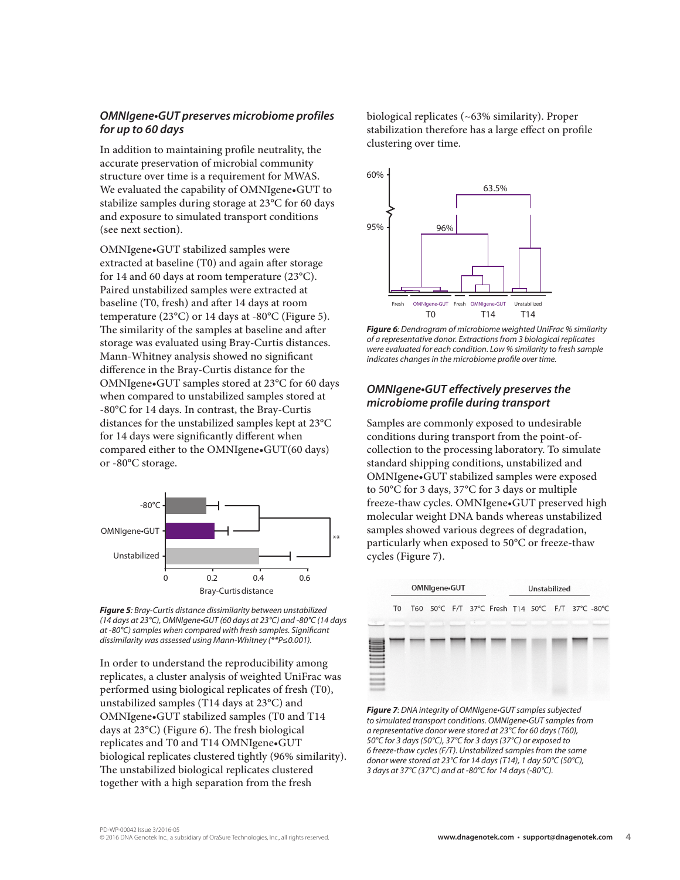### *OMNIgene•GUT preserves microbiome profiles for up to 60 days*

In addition to maintaining profile neutrality, the accurate preservation of microbial community structure over time is a requirement for MWAS. We evaluated the capability of OMNIgene•GUT to stabilize samples during storage at 23°C for 60 days and exposure to simulated transport conditions (see next section).

OMNIgene•GUT stabilized samples were extracted at baseline (T0) and again after storage for 14 and 60 days at room temperature (23°C). Paired unstabilized samples were extracted at baseline (T0, fresh) and after 14 days at room temperature (23°C) (Figure 5). The similarity of the samples at baseline and after storage was evaluated using Bray-Curtis distances. Mann-Whitney analysis showed no significant difference in the Bray-Curtis distance for the OMNIgene•GUT samples stored at 23°C for 60 days when compared to unstabilized samples stored at -80°C for 14 days. In contrast, the Bray-Curtis distances for the unstabilized samples kept at 23°C for 14 days were significantly different when compared either to the OMNIgene•GUT(60 days) or -80°C storage.

*__Figure 5__: Bray-Curtis distance dissimilarity between unstabilized (14 days at 23°C), OMNIgene•GUT (60 days at 23°C) and -80°C (14 days at -80°C) samples when compared with fresh samples. Significant dissimilarity was assessed using Mann-Whitney (\*\*P≤0.001).*

In order to understand the reproducibility among replicates, a cluster analysis of weighted UniFrac was performed using biological replicates of fresh (T0), unstabilized samples (T14 days at 23°C) and OMNIgene•GUT stabilized samples (T0 and T14 days at 23°C) (Figure 6). The fresh biological replicates and T0 and T14 OMNIgene•GUT biological replicates clustered tightly (96% similarity). The unstabilized biological replicates clustered together with a high separation from the fresh biological replicates (~63% similarity). Proper stabilization therefore has a large effect on profile clustering over time.

*__Figure 6__: Dendrogram of microbiome weighted UniFrac % similarity of a representative donor. Extractions from 3 biological replicates were evaluated for each condition. Low % similarity to fresh sample indicates changes in the microbiome profile over time.*

### *OMNIgene•GUT effectively preserves the microbiome profile during transport*

Samples are commonly exposed to undesirable conditions during transport from the point-of-collection to the processing laboratory. To simulate standard shipping conditions, unstabilized and OMNIgene•GUT stabilized samples were exposed to 50°C for 3 days, 37°C for 3 days or multiple freeze-thaw cycles. OMNIgene•GUT preserved high molecular weight DNA bands whereas unstabilized samples showed various degrees of degradation, particularly when exposed to 50°C or freeze-thaw cycles (Figure 7).

*__Figure 7__: DNA integrity of OMNIgene•GUT samples subjected to simulated transport conditions. OMNIgene•GUT samples from a representative donor were stored at 23°C for 60 days (T60), 50°C for 3 days (50°C), 37°C for 3 days (37°C) or exposed to 6 freeze-thaw cycles (F/T). Unstabilized samples from the same donor were stored at 23°C for 14 days (T14), 1 day 50°C (50°C), 3 days at 37°C (37°C) and at -80°C for 14 days (-80°C).*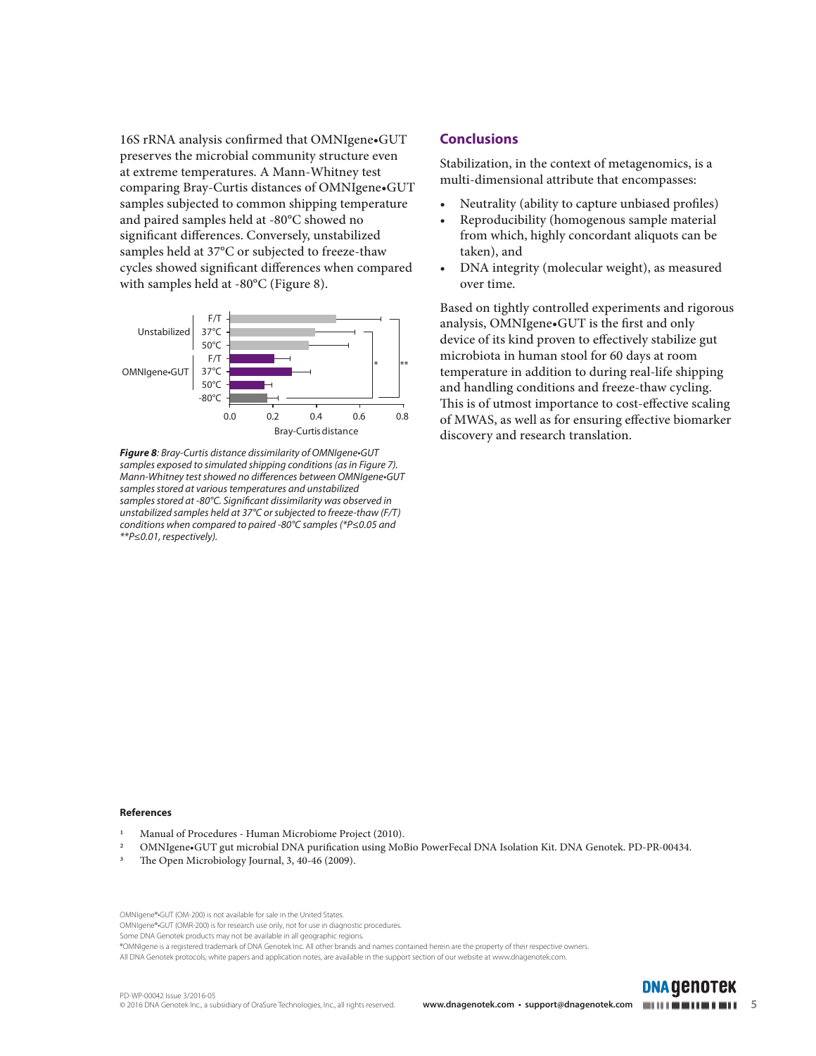16S rRNA analysis confirmed that OMNIgene•GUT preserves the microbial community structure even at extreme temperatures. A Mann-Whitney test comparing Bray-Curtis distances of OMNIgene•GUT samples subjected to common shipping temperature and paired samples held at -80°C showed no significant differences. Conversely, unstabilized samples held at 37°C or subjected to freeze-thaw cycles showed significant differences when compared with samples held at -80°C (Figure 8).

Unstabilized
F/T
37°C
50°C
OMNIgene•GUT
F/T
37°C
50°C
-80°C
*
**
0.0
0.2
0.4
0.6
0.8
Bray-Curtis distance

***Figure 8****: Bray-Curtis distance dissimilarity of OMNIgene•GUT samples exposed to simulated shipping conditions (as in Figure 7). Mann-Whitney test showed no differences between OMNIgene•GUT samples stored at various temperatures and unstabilized samples stored at -80°C. Significant dissimilarity was observed in unstabilized samples held at 37°C or subjected to freeze-thaw (F/T) conditions when compared to paired -80°C samples (*P≤0.05 and **P≤0.01, respectively).*

## Conclusions

Stabilization, in the context of metagenomics, is a multi-dimensional attribute that encompasses:

- Neutrality (ability to capture unbiased profiles)
- Reproducibility (homogenous sample material from which, highly concordant aliquots can be taken), and
- DNA integrity (molecular weight), as measured over time.

Based on tightly controlled experiments and rigorous analysis, OMNIgene•GUT is the first and only device of its kind proven to effectively stabilize gut microbiota in human stool for 60 days at room temperature in addition to during real-life shipping and handling conditions and freeze-thaw cycling. This is of utmost importance to cost-effective scaling of MWAS, as well as for ensuring effective biomarker discovery and research translation.

#### References

1. Manual of Procedures - Human Microbiome Project (2010).
2. OMNIgene•GUT gut microbial DNA purification using MoBio PowerFecal DNA Isolation Kit. DNA Genotek. PD-PR-00434.
3. The Open Microbiology Journal, 3, 40-46 (2009).

OMNIgene®•GUT (OM-200) is not available for sale in the United States.
OMNIgene®•GUT (OMR-200) is for research use only, not for use in diagnostic procedures.
Some DNA Genotek products may not be available in all geographic regions.
®OMNIgene is a registered trademark of DNA Genotek Inc. All other brands and names contained herein are the property of their respective owners.
All DNA Genotek protocols, white papers and application notes, are available in the support section of our website at www.dnagenotek.com.

PD-WP-00042 Issue 3/2016-05
© 2016 DNA Genotek Inc., a subsidiary of OraSure Technologies, Inc., all rights reserved.

**www.dnagenotek.com • support@dnagenotek.com**